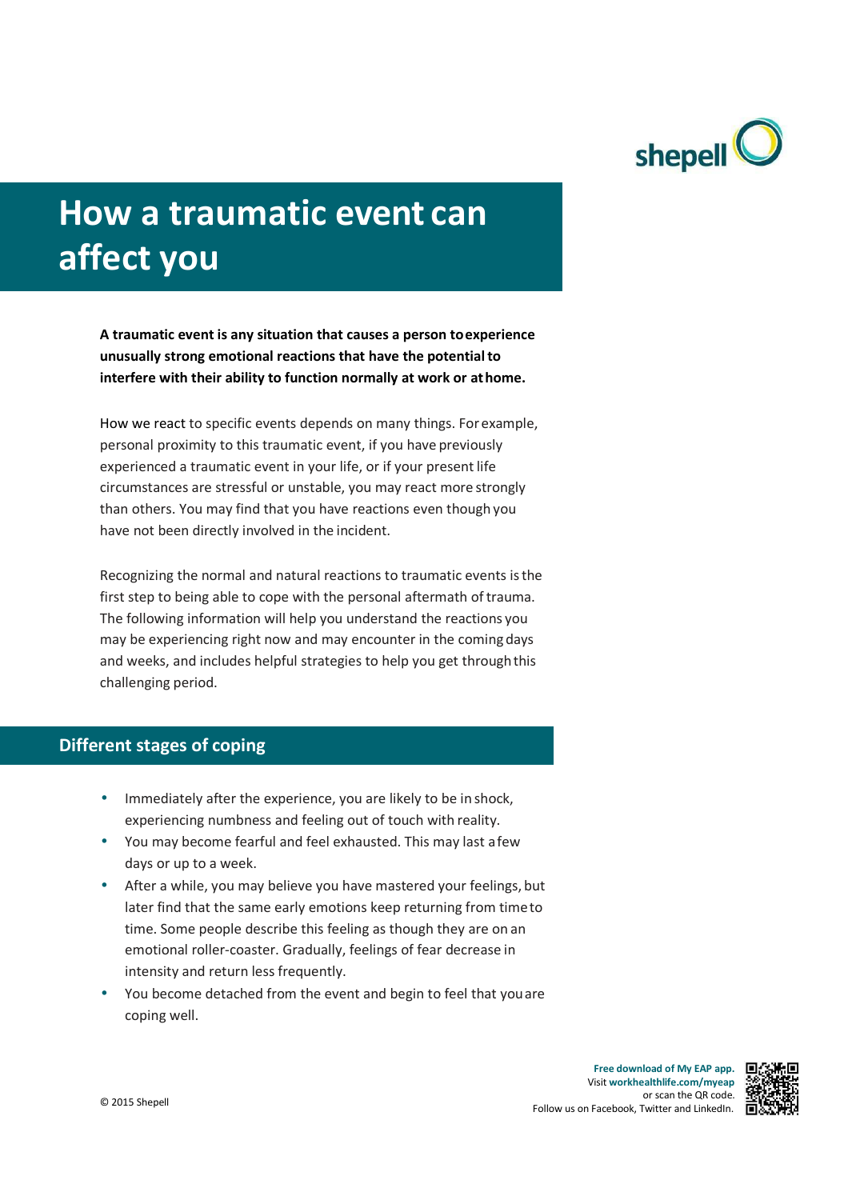# How a traumatic event can affect you

**A traumatic event is any situation that causes a person to experience unusually strong emotional reactions that have the potential to interfere with their ability to function normally at work or at home.**

How we react to specific events depends on many things. For example, personal proximity to this traumatic event, if you have previously experienced a traumatic event in your life, or if your present life circumstances are stressful or unstable, you may react more strongly than others. You may find that you have reactions even though you have not been directly involved in the incident.

Recognizing the normal and natural reactions to traumatic events is the first step to being able to cope with the personal aftermath of trauma. The following information will help you understand the reactions you may be experiencing right now and may encounter in the coming days and weeks, and includes helpful strategies to help you get through this challenging period.

## Different stages of coping

- Immediately after the experience, you are likely to be in shock, experiencing numbness and feeling out of touch with reality.
- You may become fearful and feel exhausted. This may last a few days or up to a week.
- After a while, you may believe you have mastered your feelings, but later find that the same early emotions keep returning from time to time. Some people describe this feeling as though they are on an emotional roller-coaster. Gradually, feelings of fear decrease in intensity and return less frequently.
- You become detached from the event and begin to feel that you are coping well.

© 2015 Shepell

**Free download of My EAP app.** Visit **workhealthlife.com/myeap** or scan the QR code. Follow us on Facebook, Twitter and LinkedIn.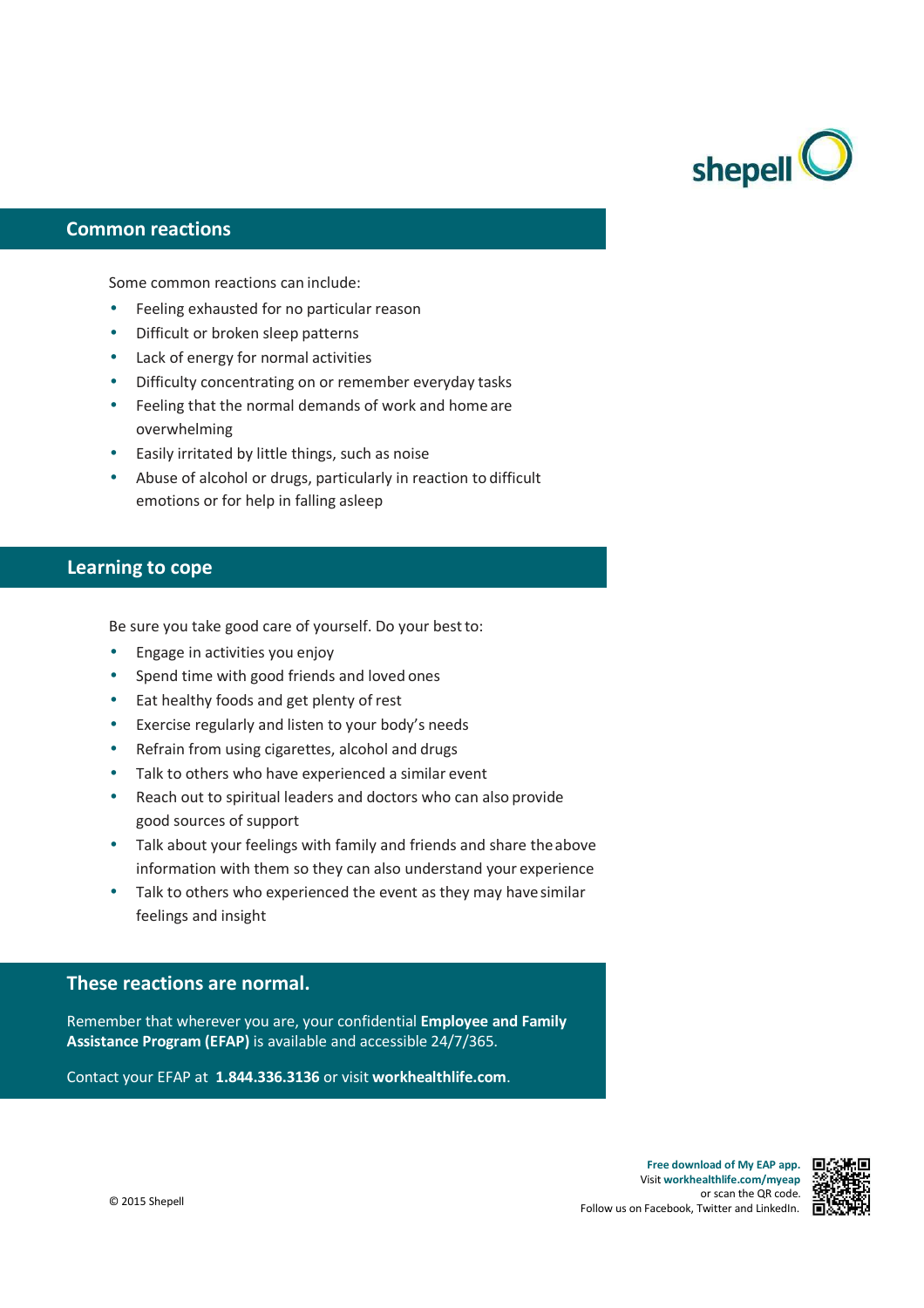## Common reactions

Some common reactions can include:

- Feeling exhausted for no particular reason
- Difficult or broken sleep patterns
- Lack of energy for normal activities
- Difficulty concentrating on or remember everyday tasks
- Feeling that the normal demands of work and home are overwhelming
- Easily irritated by little things, such as noise
- Abuse of alcohol or drugs, particularly in reaction to difficult emotions or for help in falling asleep

## Learning to cope

Be sure you take good care of yourself. Do your best to:

- Engage in activities you enjoy
- Spend time with good friends and loved ones
- Eat healthy foods and get plenty of rest
- Exercise regularly and listen to your body's needs
- Refrain from using cigarettes, alcohol and drugs
- Talk to others who have experienced a similar event
- Reach out to spiritual leaders and doctors who can also provide good sources of support
- Talk about your feelings with family and friends and share the above information with them so they can also understand your experience
- Talk to others who experienced the event as they may have similar feelings and insight

## These reactions are normal.

Remember that wherever you are, your confidential **Employee and Family Assistance Program (EFAP)** is available and accessible 24/7/365.

Contact your EFAP at **1.844.336.3136** or visit **workhealthlife.com**.

© 2015 Shepell

**Free download of My EAP app.**
Visit **workhealthlife.com/myeap**
or scan the QR code.
Follow us on Facebook, Twitter and LinkedIn.